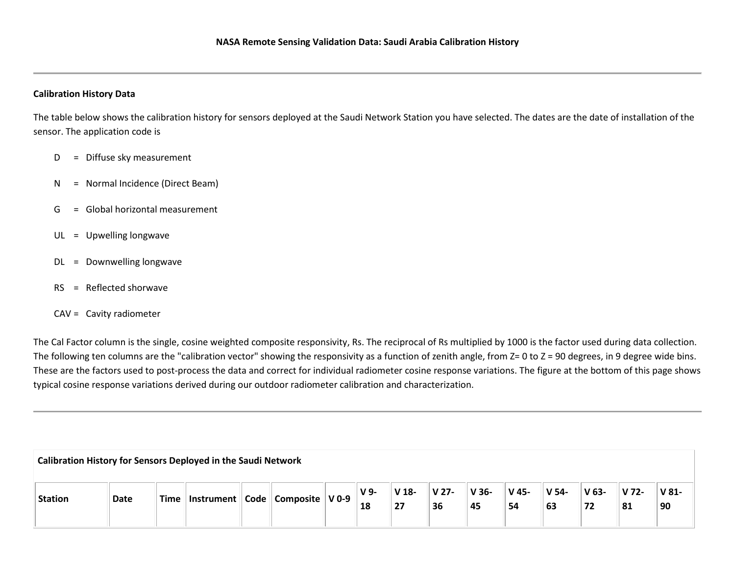# NASA Remote Sensing Validation Data: Saudi Arabia Calibration History

---

## Calibration History Data

The table below shows the calibration history for sensors deployed at the Saudi Network Station you have selected. The dates are the date of installation of the sensor. The application code is

- D = Diffuse sky measurement
- N = Normal Incidence (Direct Beam)
- G = Global horizontal measurement
- UL = Upwelling longwave
- DL = Downwelling longwave
- RS = Reflected shorwave
- CAV = Cavity radiometer

The Cal Factor column is the single, cosine weighted composite responsivity, Rs. The reciprocal of Rs multiplied by 1000 is the factor used during data collection. The following ten columns are the "calibration vector" showing the responsivity as a function of zenith angle, from Z= 0 to Z = 90 degrees, in 9 degree wide bins. These are the factors used to post-process the data and correct for individual radiometer cosine response variations. The figure at the bottom of this page shows typical cosine response variations derived during our outdoor radiometer calibration and characterization.

---

**Calibration History for Sensors Deployed in the Saudi Network**

| Station | Date | Time | Instrument | Code | Composite | V 0-9 | V 9-18 | V 18-27 | V 27-36 | V 36-45 | V 45-54 | V 54-63 | V 63-72 | V 72-81 | V 81-90 |
|---|---|---|---|---|---|---|---|---|---|---|---|---|---|---|---|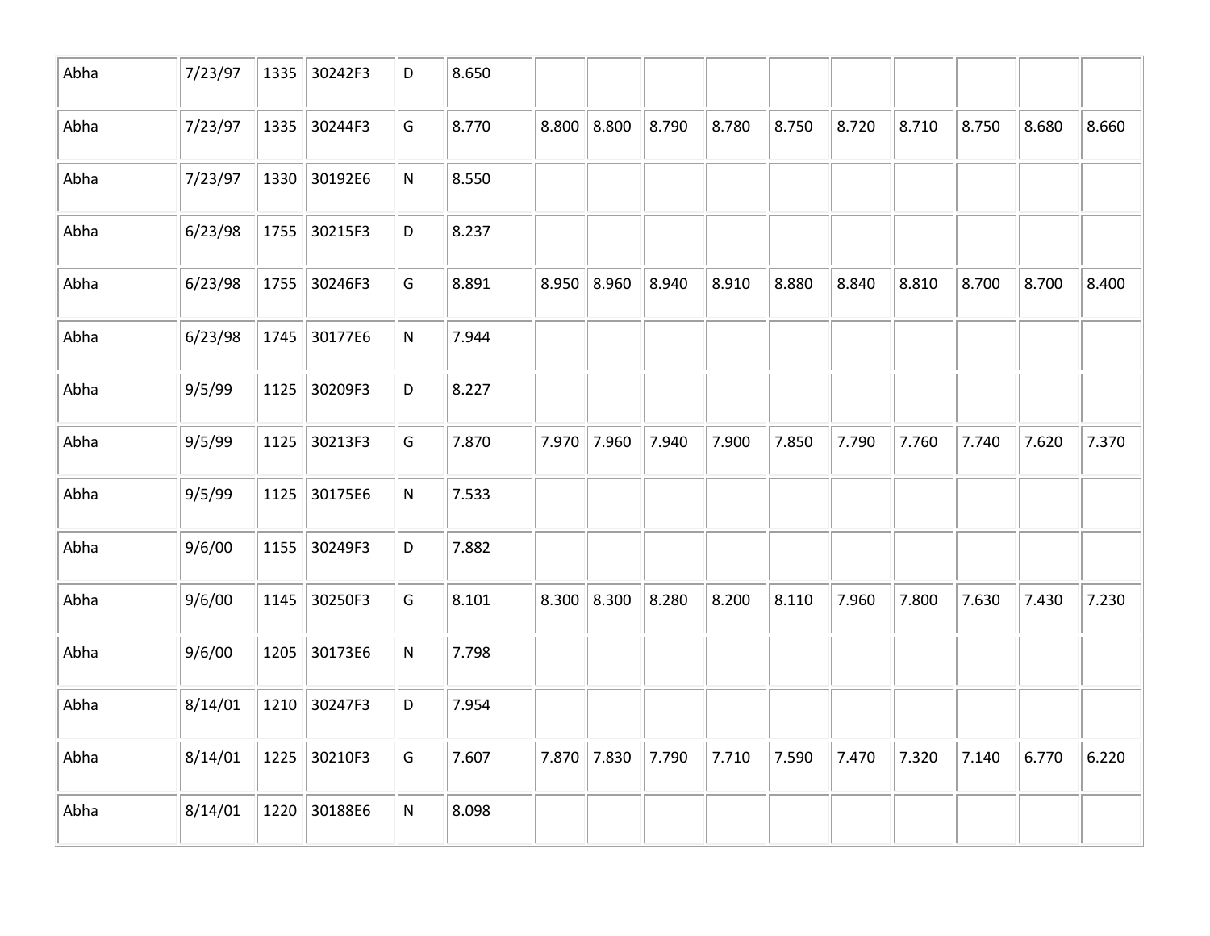| | | | | | | | | | | | | | | | |
|---|---|---|---|---|---|---|---|---|---|---|---|---|---|---|---|
| Abha | 7/23/97 | 1335 | 30242F3 | D | 8.650 | | | | | | | | | | |
| Abha | 7/23/97 | 1335 | 30244F3 | G | 8.770 | 8.800 | 8.800 | 8.790 | 8.780 | 8.750 | 8.720 | 8.710 | 8.750 | 8.680 | 8.660 |
| Abha | 7/23/97 | 1330 | 30192E6 | N | 8.550 | | | | | | | | | | |
| Abha | 6/23/98 | 1755 | 30215F3 | D | 8.237 | | | | | | | | | | |
| Abha | 6/23/98 | 1755 | 30246F3 | G | 8.891 | 8.950 | 8.960 | 8.940 | 8.910 | 8.880 | 8.840 | 8.810 | 8.700 | 8.700 | 8.400 |
| Abha | 6/23/98 | 1745 | 30177E6 | N | 7.944 | | | | | | | | | | |
| Abha | 9/5/99 | 1125 | 30209F3 | D | 8.227 | | | | | | | | | | |
| Abha | 9/5/99 | 1125 | 30213F3 | G | 7.870 | 7.970 | 7.960 | 7.940 | 7.900 | 7.850 | 7.790 | 7.760 | 7.740 | 7.620 | 7.370 |
| Abha | 9/5/99 | 1125 | 30175E6 | N | 7.533 | | | | | | | | | | |
| Abha | 9/6/00 | 1155 | 30249F3 | D | 7.882 | | | | | | | | | | |
| Abha | 9/6/00 | 1145 | 30250F3 | G | 8.101 | 8.300 | 8.300 | 8.280 | 8.200 | 8.110 | 7.960 | 7.800 | 7.630 | 7.430 | 7.230 |
| Abha | 9/6/00 | 1205 | 30173E6 | N | 7.798 | | | | | | | | | | |
| Abha | 8/14/01 | 1210 | 30247F3 | D | 7.954 | | | | | | | | | | |
| Abha | 8/14/01 | 1225 | 30210F3 | G | 7.607 | 7.870 | 7.830 | 7.790 | 7.710 | 7.590 | 7.470 | 7.320 | 7.140 | 6.770 | 6.220 |
| Abha | 8/14/01 | 1220 | 30188E6 | N | 8.098 | | | | | | | | | | |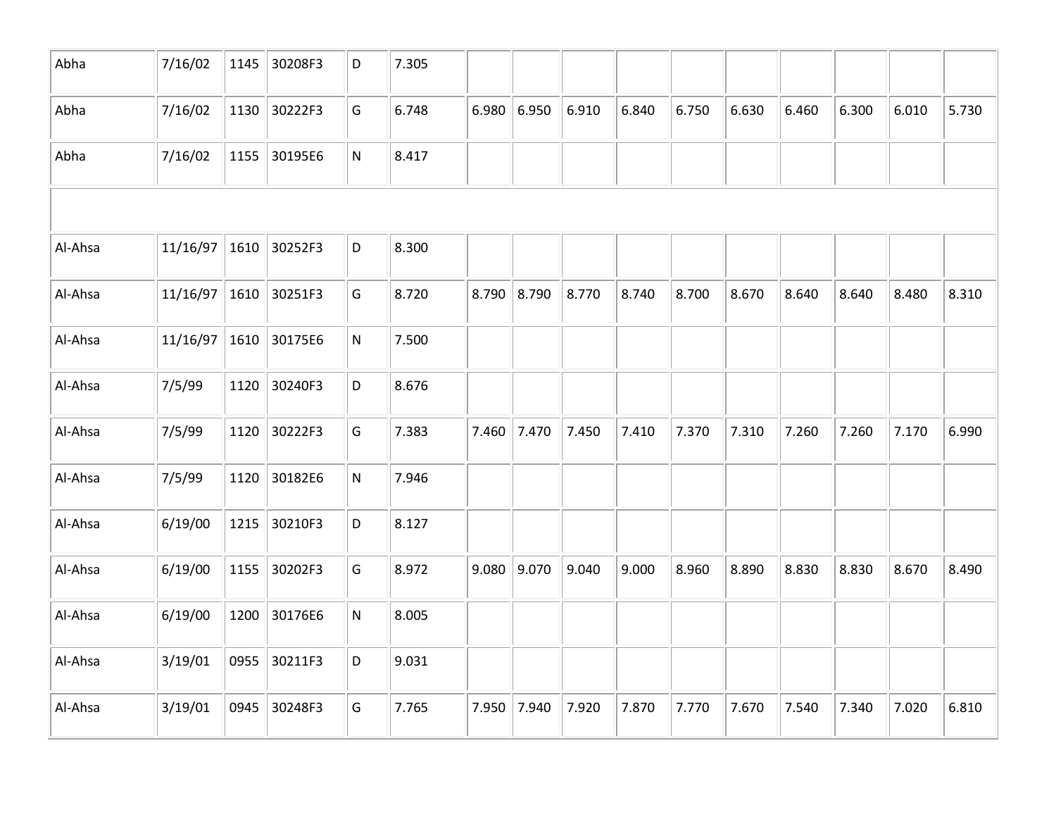| | | | | | | | | | | | | | | | |
|---|---|---|---|---|---|---|---|---|---|---|---|---|---|---|---|
| Abha | 7/16/02 | 1145 | 30208F3 | D | 7.305 | | | | | | | | | | |
| Abha | 7/16/02 | 1130 | 30222F3 | G | 6.748 | 6.980 | 6.950 | 6.910 | 6.840 | 6.750 | 6.630 | 6.460 | 6.300 | 6.010 | 5.730 |
| Abha | 7/16/02 | 1155 | 30195E6 | N | 8.417 | | | | | | | | | | |
| | | | | | | | | | | | | | | | |
| Al-Ahsa | 11/16/97 | 1610 | 30252F3 | D | 8.300 | | | | | | | | | | |
| Al-Ahsa | 11/16/97 | 1610 | 30251F3 | G | 8.720 | 8.790 | 8.790 | 8.770 | 8.740 | 8.700 | 8.670 | 8.640 | 8.640 | 8.480 | 8.310 |
| Al-Ahsa | 11/16/97 | 1610 | 30175E6 | N | 7.500 | | | | | | | | | | |
| Al-Ahsa | 7/5/99 | 1120 | 30240F3 | D | 8.676 | | | | | | | | | | |
| Al-Ahsa | 7/5/99 | 1120 | 30222F3 | G | 7.383 | 7.460 | 7.470 | 7.450 | 7.410 | 7.370 | 7.310 | 7.260 | 7.260 | 7.170 | 6.990 |
| Al-Ahsa | 7/5/99 | 1120 | 30182E6 | N | 7.946 | | | | | | | | | | |
| Al-Ahsa | 6/19/00 | 1215 | 30210F3 | D | 8.127 | | | | | | | | | | |
| Al-Ahsa | 6/19/00 | 1155 | 30202F3 | G | 8.972 | 9.080 | 9.070 | 9.040 | 9.000 | 8.960 | 8.890 | 8.830 | 8.830 | 8.670 | 8.490 |
| Al-Ahsa | 6/19/00 | 1200 | 30176E6 | N | 8.005 | | | | | | | | | | |
| Al-Ahsa | 3/19/01 | 0955 | 30211F3 | D | 9.031 | | | | | | | | | | |
| Al-Ahsa | 3/19/01 | 0945 | 30248F3 | G | 7.765 | 7.950 | 7.940 | 7.920 | 7.870 | 7.770 | 7.670 | 7.540 | 7.340 | 7.020 | 6.810 |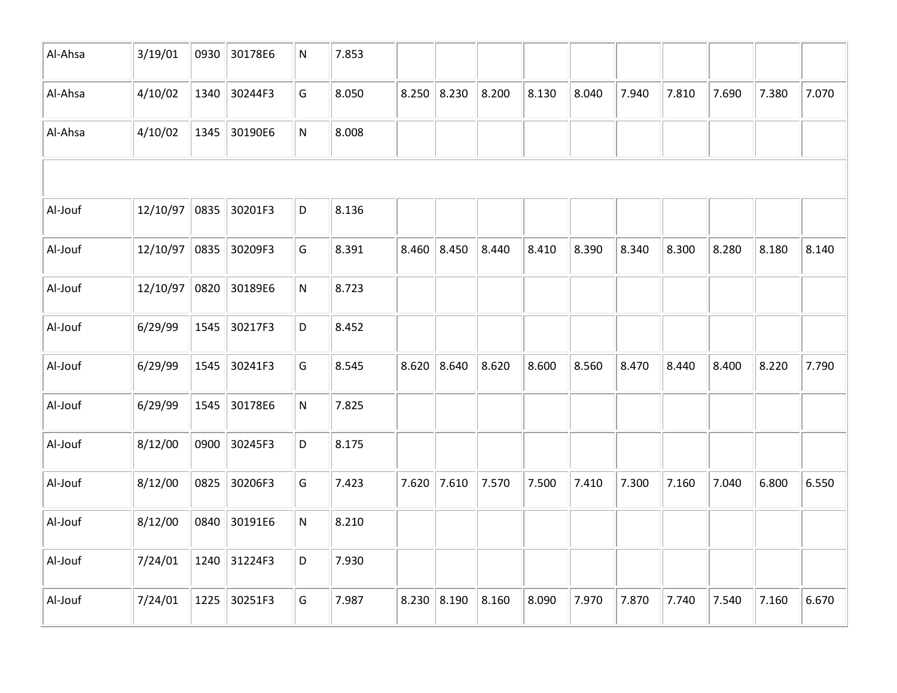| | | | | | | | | | | | | | | | |
|---|---|---|---|---|---|---|---|---|---|---|---|---|---|---|---|
| Al-Ahsa | 3/19/01 | 0930 | 30178E6 | N | 7.853 | | | | | | | | | | |
| Al-Ahsa | 4/10/02 | 1340 | 30244F3 | G | 8.050 | 8.250 | 8.230 | 8.200 | 8.130 | 8.040 | 7.940 | 7.810 | 7.690 | 7.380 | 7.070 |
| Al-Ahsa | 4/10/02 | 1345 | 30190E6 | N | 8.008 | | | | | | | | | | |
| | | | | | | | | | | | | | | | |
| Al-Jouf | 12/10/97 | 0835 | 30201F3 | D | 8.136 | | | | | | | | | | |
| Al-Jouf | 12/10/97 | 0835 | 30209F3 | G | 8.391 | 8.460 | 8.450 | 8.440 | 8.410 | 8.390 | 8.340 | 8.300 | 8.280 | 8.180 | 8.140 |
| Al-Jouf | 12/10/97 | 0820 | 30189E6 | N | 8.723 | | | | | | | | | | |
| Al-Jouf | 6/29/99 | 1545 | 30217F3 | D | 8.452 | | | | | | | | | | |
| Al-Jouf | 6/29/99 | 1545 | 30241F3 | G | 8.545 | 8.620 | 8.640 | 8.620 | 8.600 | 8.560 | 8.470 | 8.440 | 8.400 | 8.220 | 7.790 |
| Al-Jouf | 6/29/99 | 1545 | 30178E6 | N | 7.825 | | | | | | | | | | |
| Al-Jouf | 8/12/00 | 0900 | 30245F3 | D | 8.175 | | | | | | | | | | |
| Al-Jouf | 8/12/00 | 0825 | 30206F3 | G | 7.423 | 7.620 | 7.610 | 7.570 | 7.500 | 7.410 | 7.300 | 7.160 | 7.040 | 6.800 | 6.550 |
| Al-Jouf | 8/12/00 | 0840 | 30191E6 | N | 8.210 | | | | | | | | | | |
| Al-Jouf | 7/24/01 | 1240 | 31224F3 | D | 7.930 | | | | | | | | | | |
| Al-Jouf | 7/24/01 | 1225 | 30251F3 | G | 7.987 | 8.230 | 8.190 | 8.160 | 8.090 | 7.970 | 7.870 | 7.740 | 7.540 | 7.160 | 6.670 |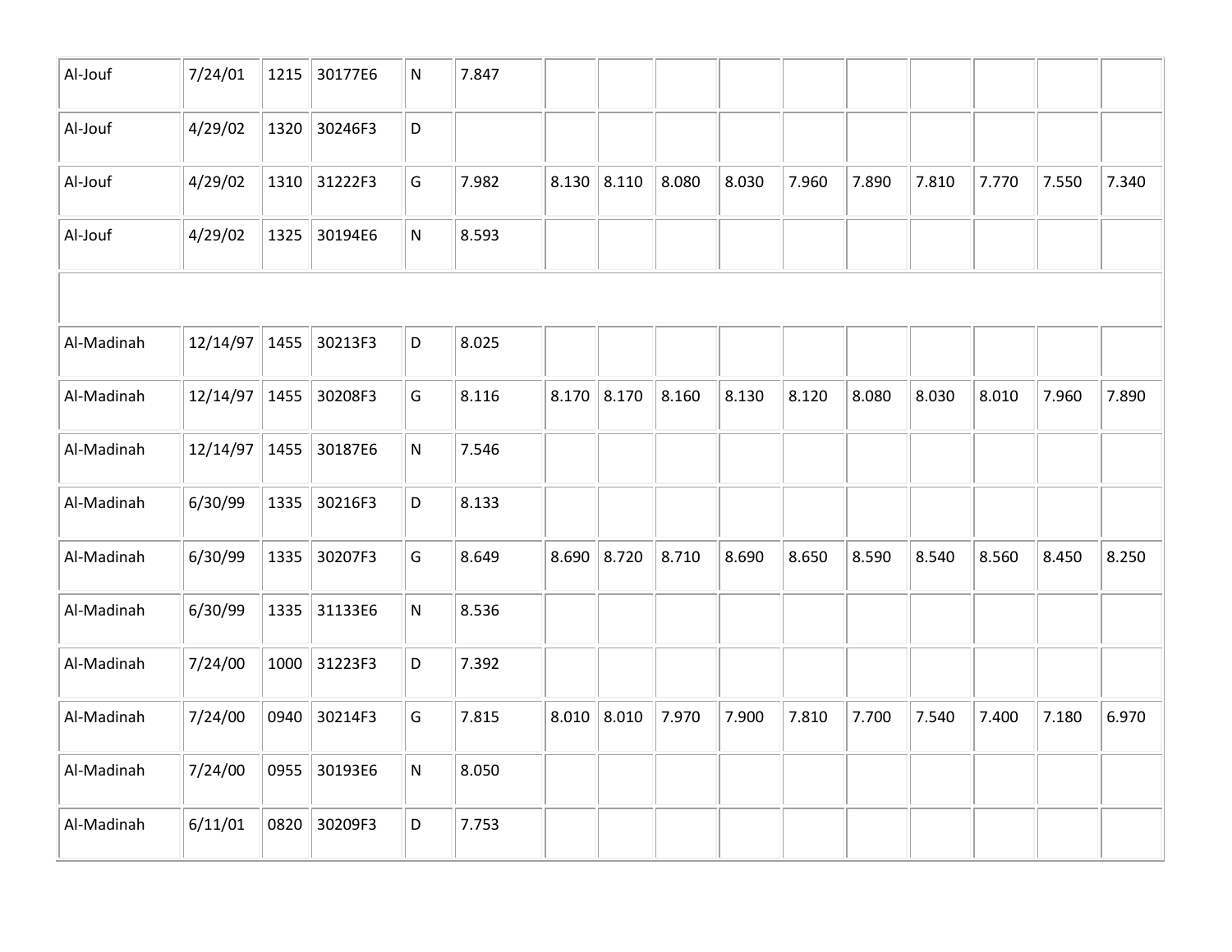| | | | | | | | | | | | | | | | |
|---|---|---|---|---|---|---|---|---|---|---|---|---|---|---|---|
| Al-Jouf | 7/24/01 | 1215 | 30177E6 | N | 7.847 | | | | | | | | | | |
| Al-Jouf | 4/29/02 | 1320 | 30246F3 | D | | | | | | | | | | | |
| Al-Jouf | 4/29/02 | 1310 | 31222F3 | G | 7.982 | 8.130 | 8.110 | 8.080 | 8.030 | 7.960 | 7.890 | 7.810 | 7.770 | 7.550 | 7.340 |
| Al-Jouf | 4/29/02 | 1325 | 30194E6 | N | 8.593 | | | | | | | | | | |
| | | | | | | | | | | | | | | | |
| Al-Madinah | 12/14/97 | 1455 | 30213F3 | D | 8.025 | | | | | | | | | | |
| Al-Madinah | 12/14/97 | 1455 | 30208F3 | G | 8.116 | 8.170 | 8.170 | 8.160 | 8.130 | 8.120 | 8.080 | 8.030 | 8.010 | 7.960 | 7.890 |
| Al-Madinah | 12/14/97 | 1455 | 30187E6 | N | 7.546 | | | | | | | | | | |
| Al-Madinah | 6/30/99 | 1335 | 30216F3 | D | 8.133 | | | | | | | | | | |
| Al-Madinah | 6/30/99 | 1335 | 30207F3 | G | 8.649 | 8.690 | 8.720 | 8.710 | 8.690 | 8.650 | 8.590 | 8.540 | 8.560 | 8.450 | 8.250 |
| Al-Madinah | 6/30/99 | 1335 | 31133E6 | N | 8.536 | | | | | | | | | | |
| Al-Madinah | 7/24/00 | 1000 | 31223F3 | D | 7.392 | | | | | | | | | | |
| Al-Madinah | 7/24/00 | 0940 | 30214F3 | G | 7.815 | 8.010 | 8.010 | 7.970 | 7.900 | 7.810 | 7.700 | 7.540 | 7.400 | 7.180 | 6.970 |
| Al-Madinah | 7/24/00 | 0955 | 30193E6 | N | 8.050 | | | | | | | | | | |
| Al-Madinah | 6/11/01 | 0820 | 30209F3 | D | 7.753 | | | | | | | | | | |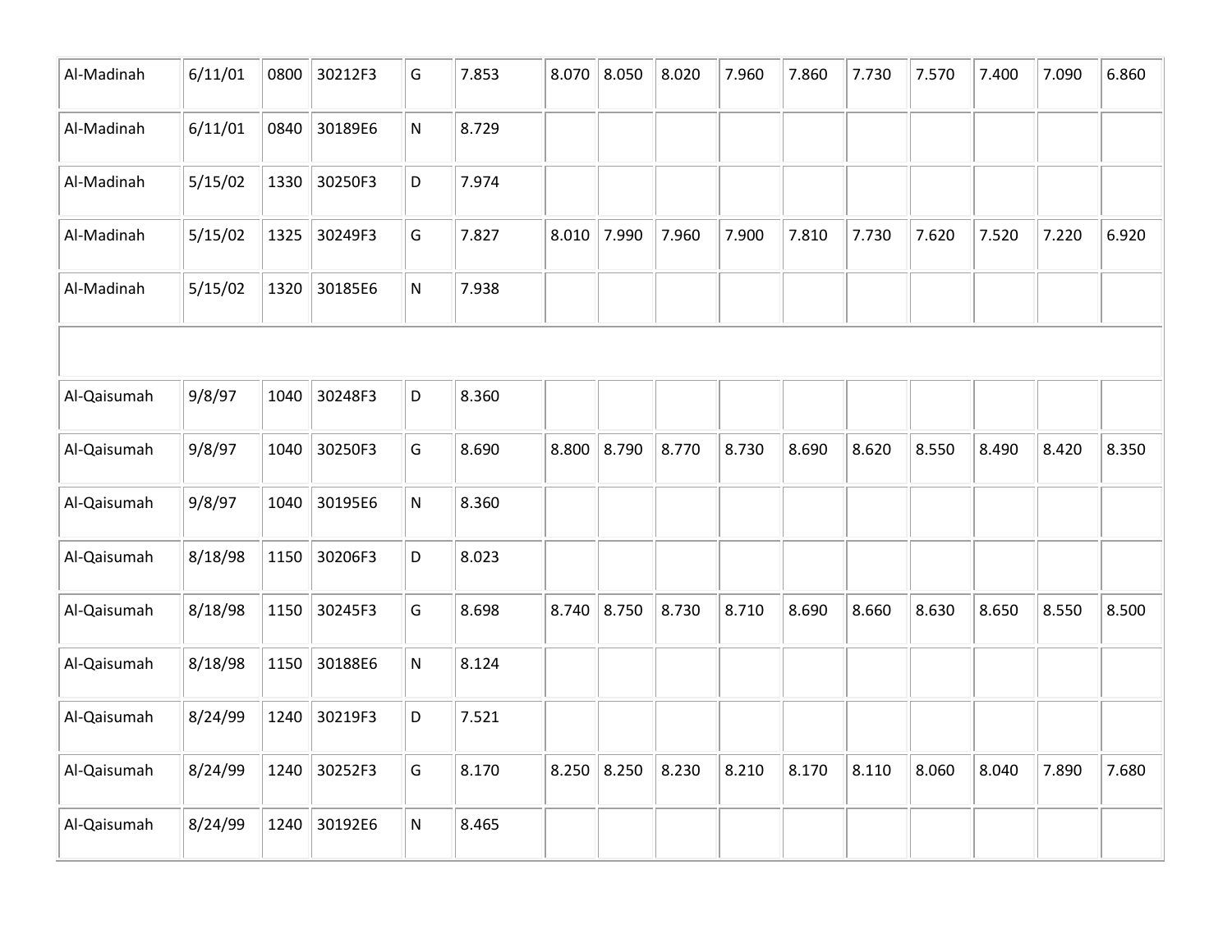| | | | | | | | | | | | | | | | |
|---|---|---|---|---|---|---|---|---|---|---|---|---|---|---|---|
| Al-Madinah | 6/11/01 | 0800 | 30212F3 | G | 7.853 | 8.070 | 8.050 | 8.020 | 7.960 | 7.860 | 7.730 | 7.570 | 7.400 | 7.090 | 6.860 |
| Al-Madinah | 6/11/01 | 0840 | 30189E6 | N | 8.729 | | | | | | | | | | |
| Al-Madinah | 5/15/02 | 1330 | 30250F3 | D | 7.974 | | | | | | | | | | |
| Al-Madinah | 5/15/02 | 1325 | 30249F3 | G | 7.827 | 8.010 | 7.990 | 7.960 | 7.900 | 7.810 | 7.730 | 7.620 | 7.520 | 7.220 | 6.920 |
| Al-Madinah | 5/15/02 | 1320 | 30185E6 | N | 7.938 | | | | | | | | | | |
| | | | | | | | | | | | | | | | |
| Al-Qaisumah | 9/8/97 | 1040 | 30248F3 | D | 8.360 | | | | | | | | | | |
| Al-Qaisumah | 9/8/97 | 1040 | 30250F3 | G | 8.690 | 8.800 | 8.790 | 8.770 | 8.730 | 8.690 | 8.620 | 8.550 | 8.490 | 8.420 | 8.350 |
| Al-Qaisumah | 9/8/97 | 1040 | 30195E6 | N | 8.360 | | | | | | | | | | |
| Al-Qaisumah | 8/18/98 | 1150 | 30206F3 | D | 8.023 | | | | | | | | | | |
| Al-Qaisumah | 8/18/98 | 1150 | 30245F3 | G | 8.698 | 8.740 | 8.750 | 8.730 | 8.710 | 8.690 | 8.660 | 8.630 | 8.650 | 8.550 | 8.500 |
| Al-Qaisumah | 8/18/98 | 1150 | 30188E6 | N | 8.124 | | | | | | | | | | |
| Al-Qaisumah | 8/24/99 | 1240 | 30219F3 | D | 7.521 | | | | | | | | | | |
| Al-Qaisumah | 8/24/99 | 1240 | 30252F3 | G | 8.170 | 8.250 | 8.250 | 8.230 | 8.210 | 8.170 | 8.110 | 8.060 | 8.040 | 7.890 | 7.680 |
| Al-Qaisumah | 8/24/99 | 1240 | 30192E6 | N | 8.465 | | | | | | | | | | |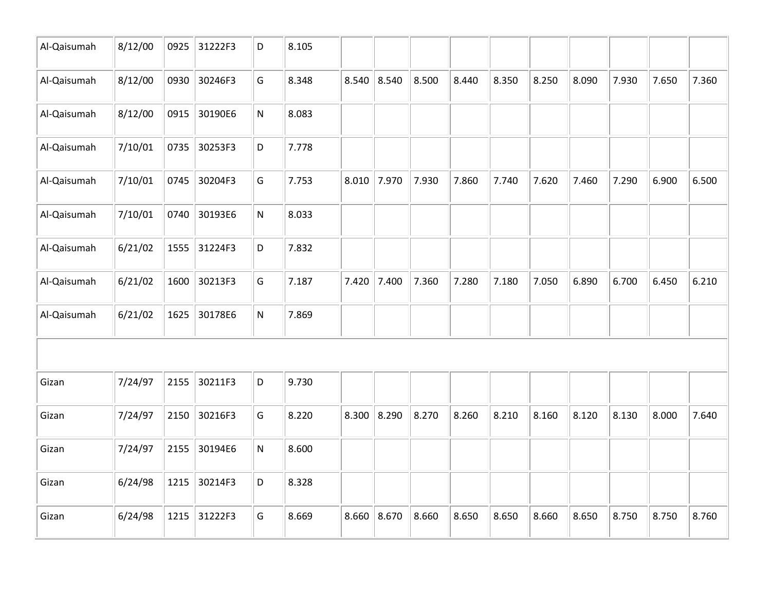| | | | | | | | | | | | | | | | |
|---|---|---|---|---|---|---|---|---|---|---|---|---|---|---|---|
| Al-Qaisumah | 8/12/00 | 0925 | 31222F3 | D | 8.105 | | | | | | | | | | |
| Al-Qaisumah | 8/12/00 | 0930 | 30246F3 | G | 8.348 | 8.540 | 8.540 | 8.500 | 8.440 | 8.350 | 8.250 | 8.090 | 7.930 | 7.650 | 7.360 |
| Al-Qaisumah | 8/12/00 | 0915 | 30190E6 | N | 8.083 | | | | | | | | | | |
| Al-Qaisumah | 7/10/01 | 0735 | 30253F3 | D | 7.778 | | | | | | | | | | |
| Al-Qaisumah | 7/10/01 | 0745 | 30204F3 | G | 7.753 | 8.010 | 7.970 | 7.930 | 7.860 | 7.740 | 7.620 | 7.460 | 7.290 | 6.900 | 6.500 |
| Al-Qaisumah | 7/10/01 | 0740 | 30193E6 | N | 8.033 | | | | | | | | | | |
| Al-Qaisumah | 6/21/02 | 1555 | 31224F3 | D | 7.832 | | | | | | | | | | |
| Al-Qaisumah | 6/21/02 | 1600 | 30213F3 | G | 7.187 | 7.420 | 7.400 | 7.360 | 7.280 | 7.180 | 7.050 | 6.890 | 6.700 | 6.450 | 6.210 |
| Al-Qaisumah | 6/21/02 | 1625 | 30178E6 | N | 7.869 | | | | | | | | | | |
| | | | | | | | | | | | | | | | |
| Gizan | 7/24/97 | 2155 | 30211F3 | D | 9.730 | | | | | | | | | | |
| Gizan | 7/24/97 | 2150 | 30216F3 | G | 8.220 | 8.300 | 8.290 | 8.270 | 8.260 | 8.210 | 8.160 | 8.120 | 8.130 | 8.000 | 7.640 |
| Gizan | 7/24/97 | 2155 | 30194E6 | N | 8.600 | | | | | | | | | | |
| Gizan | 6/24/98 | 1215 | 30214F3 | D | 8.328 | | | | | | | | | | |
| Gizan | 6/24/98 | 1215 | 31222F3 | G | 8.669 | 8.660 | 8.670 | 8.660 | 8.650 | 8.650 | 8.660 | 8.650 | 8.750 | 8.750 | 8.760 |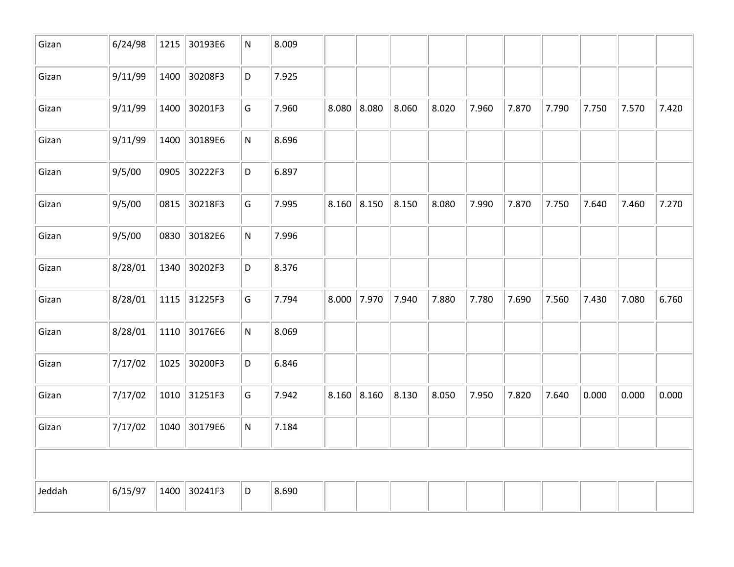| | | | | | | | | | | | | | | | |
|---|---|---|---|---|---|---|---|---|---|---|---|---|---|---|---|
| Gizan | 6/24/98 | 1215 | 30193E6 | N | 8.009 | | | | | | | | | | |
| Gizan | 9/11/99 | 1400 | 30208F3 | D | 7.925 | | | | | | | | | | |
| Gizan | 9/11/99 | 1400 | 30201F3 | G | 7.960 | 8.080 | 8.080 | 8.060 | 8.020 | 7.960 | 7.870 | 7.790 | 7.750 | 7.570 | 7.420 |
| Gizan | 9/11/99 | 1400 | 30189E6 | N | 8.696 | | | | | | | | | | |
| Gizan | 9/5/00 | 0905 | 30222F3 | D | 6.897 | | | | | | | | | | |
| Gizan | 9/5/00 | 0815 | 30218F3 | G | 7.995 | 8.160 | 8.150 | 8.150 | 8.080 | 7.990 | 7.870 | 7.750 | 7.640 | 7.460 | 7.270 |
| Gizan | 9/5/00 | 0830 | 30182E6 | N | 7.996 | | | | | | | | | | |
| Gizan | 8/28/01 | 1340 | 30202F3 | D | 8.376 | | | | | | | | | | |
| Gizan | 8/28/01 | 1115 | 31225F3 | G | 7.794 | 8.000 | 7.970 | 7.940 | 7.880 | 7.780 | 7.690 | 7.560 | 7.430 | 7.080 | 6.760 |
| Gizan | 8/28/01 | 1110 | 30176E6 | N | 8.069 | | | | | | | | | | |
| Gizan | 7/17/02 | 1025 | 30200F3 | D | 6.846 | | | | | | | | | | |
| Gizan | 7/17/02 | 1010 | 31251F3 | G | 7.942 | 8.160 | 8.160 | 8.130 | 8.050 | 7.950 | 7.820 | 7.640 | 0.000 | 0.000 | 0.000 |
| Gizan | 7/17/02 | 1040 | 30179E6 | N | 7.184 | | | | | | | | | | |
| | | | | | | | | | | | | | | | |
| Jeddah | 6/15/97 | 1400 | 30241F3 | D | 8.690 | | | | | | | | | | |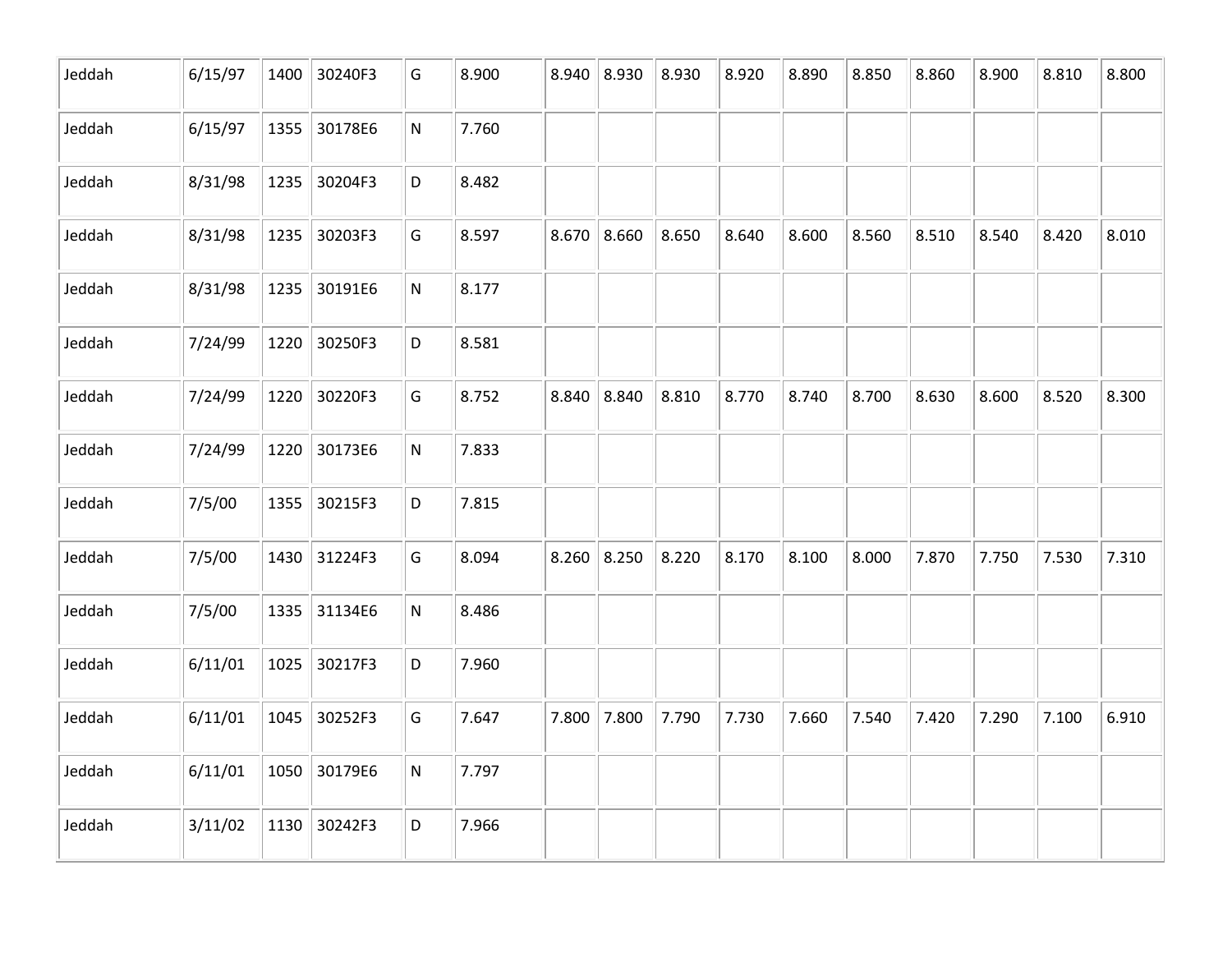| | | | | | | | | | | | | | | | |
|---|---|---|---|---|---|---|---|---|---|---|---|---|---|---|---|
| Jeddah | 6/15/97 | 1400 | 30240F3 | G | 8.900 | 8.940 | 8.930 | 8.930 | 8.920 | 8.890 | 8.850 | 8.860 | 8.900 | 8.810 | 8.800 |
| Jeddah | 6/15/97 | 1355 | 30178E6 | N | 7.760 | | | | | | | | | | |
| Jeddah | 8/31/98 | 1235 | 30204F3 | D | 8.482 | | | | | | | | | | |
| Jeddah | 8/31/98 | 1235 | 30203F3 | G | 8.597 | 8.670 | 8.660 | 8.650 | 8.640 | 8.600 | 8.560 | 8.510 | 8.540 | 8.420 | 8.010 |
| Jeddah | 8/31/98 | 1235 | 30191E6 | N | 8.177 | | | | | | | | | | |
| Jeddah | 7/24/99 | 1220 | 30250F3 | D | 8.581 | | | | | | | | | | |
| Jeddah | 7/24/99 | 1220 | 30220F3 | G | 8.752 | 8.840 | 8.840 | 8.810 | 8.770 | 8.740 | 8.700 | 8.630 | 8.600 | 8.520 | 8.300 |
| Jeddah | 7/24/99 | 1220 | 30173E6 | N | 7.833 | | | | | | | | | | |
| Jeddah | 7/5/00 | 1355 | 30215F3 | D | 7.815 | | | | | | | | | | |
| Jeddah | 7/5/00 | 1430 | 31224F3 | G | 8.094 | 8.260 | 8.250 | 8.220 | 8.170 | 8.100 | 8.000 | 7.870 | 7.750 | 7.530 | 7.310 |
| Jeddah | 7/5/00 | 1335 | 31134E6 | N | 8.486 | | | | | | | | | | |
| Jeddah | 6/11/01 | 1025 | 30217F3 | D | 7.960 | | | | | | | | | | |
| Jeddah | 6/11/01 | 1045 | 30252F3 | G | 7.647 | 7.800 | 7.800 | 7.790 | 7.730 | 7.660 | 7.540 | 7.420 | 7.290 | 7.100 | 6.910 |
| Jeddah | 6/11/01 | 1050 | 30179E6 | N | 7.797 | | | | | | | | | | |
| Jeddah | 3/11/02 | 1130 | 30242F3 | D | 7.966 | | | | | | | | | | |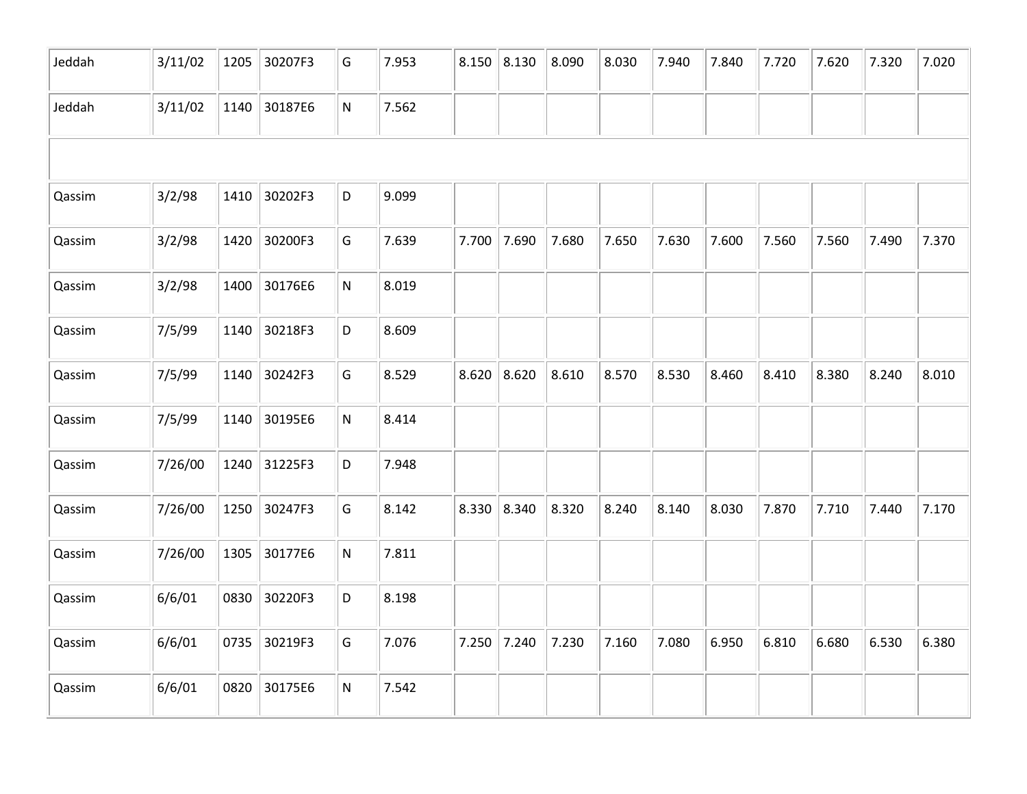| | | | | | | | | | | | | | | | |
|---|---|---|---|---|---|---|---|---|---|---|---|---|---|---|---|
| Jeddah | 3/11/02 | 1205 | 30207F3 | G | 7.953 | 8.150 | 8.130 | 8.090 | 8.030 | 7.940 | 7.840 | 7.720 | 7.620 | 7.320 | 7.020 |
| Jeddah | 3/11/02 | 1140 | 30187E6 | N | 7.562 | | | | | | | | | | |
| | | | | | | | | | | | | | | | |
| Qassim | 3/2/98 | 1410 | 30202F3 | D | 9.099 | | | | | | | | | | |
| Qassim | 3/2/98 | 1420 | 30200F3 | G | 7.639 | 7.700 | 7.690 | 7.680 | 7.650 | 7.630 | 7.600 | 7.560 | 7.560 | 7.490 | 7.370 |
| Qassim | 3/2/98 | 1400 | 30176E6 | N | 8.019 | | | | | | | | | | |
| Qassim | 7/5/99 | 1140 | 30218F3 | D | 8.609 | | | | | | | | | | |
| Qassim | 7/5/99 | 1140 | 30242F3 | G | 8.529 | 8.620 | 8.620 | 8.610 | 8.570 | 8.530 | 8.460 | 8.410 | 8.380 | 8.240 | 8.010 |
| Qassim | 7/5/99 | 1140 | 30195E6 | N | 8.414 | | | | | | | | | | |
| Qassim | 7/26/00 | 1240 | 31225F3 | D | 7.948 | | | | | | | | | | |
| Qassim | 7/26/00 | 1250 | 30247F3 | G | 8.142 | 8.330 | 8.340 | 8.320 | 8.240 | 8.140 | 8.030 | 7.870 | 7.710 | 7.440 | 7.170 |
| Qassim | 7/26/00 | 1305 | 30177E6 | N | 7.811 | | | | | | | | | | |
| Qassim | 6/6/01 | 0830 | 30220F3 | D | 8.198 | | | | | | | | | | |
| Qassim | 6/6/01 | 0735 | 30219F3 | G | 7.076 | 7.250 | 7.240 | 7.230 | 7.160 | 7.080 | 6.950 | 6.810 | 6.680 | 6.530 | 6.380 |
| Qassim | 6/6/01 | 0820 | 30175E6 | N | 7.542 | | | | | | | | | | |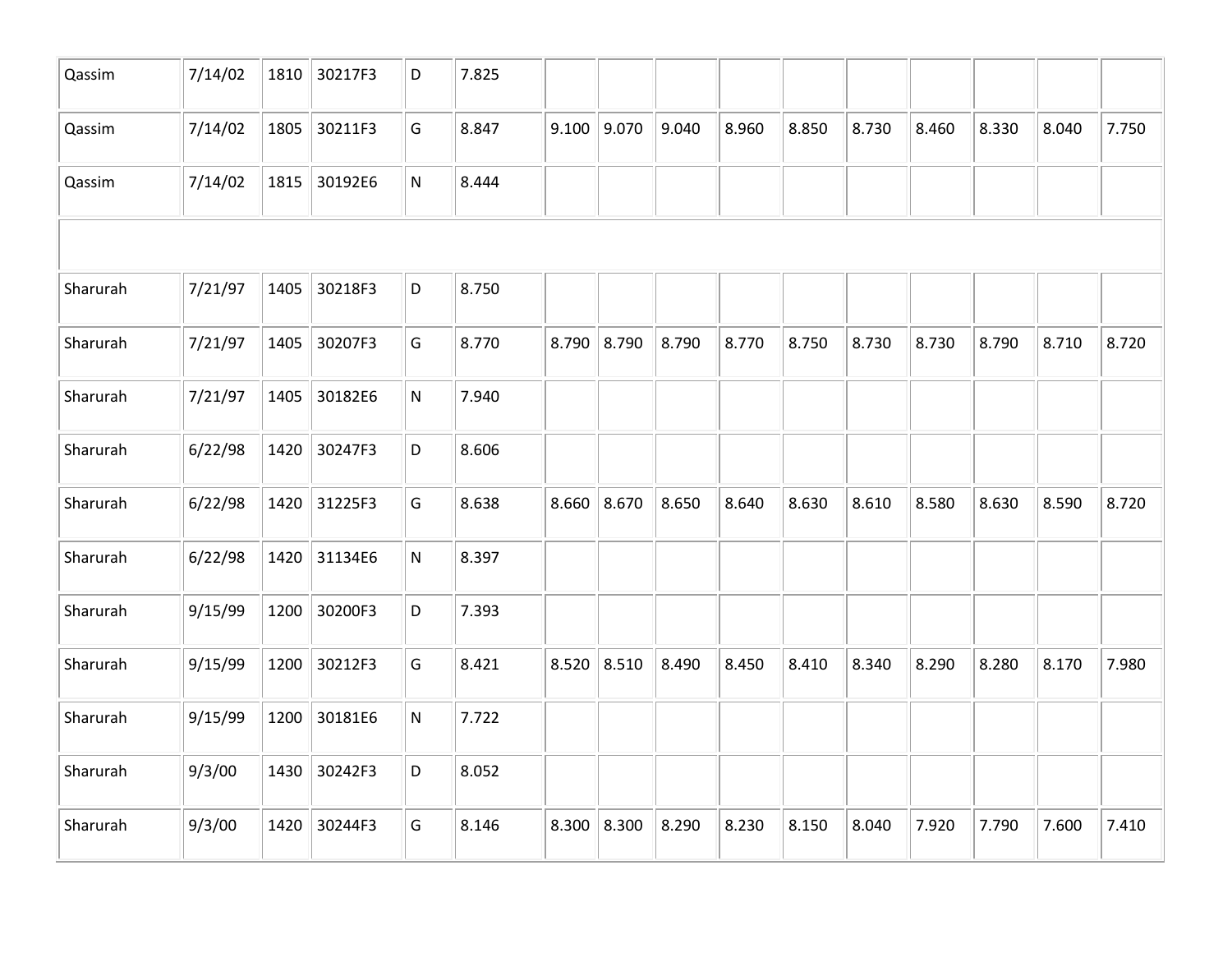| | | | | | | | | | | | | | | | |
|---|---|---|---|---|---|---|---|---|---|---|---|---|---|---|---|
| Qassim | 7/14/02 | 1810 | 30217F3 | D | 7.825 | | | | | | | | | | |
| Qassim | 7/14/02 | 1805 | 30211F3 | G | 8.847 | 9.100 | 9.070 | 9.040 | 8.960 | 8.850 | 8.730 | 8.460 | 8.330 | 8.040 | 7.750 |
| Qassim | 7/14/02 | 1815 | 30192E6 | N | 8.444 | | | | | | | | | | |
| | | | | | | | | | | | | | | | |
| Sharurah | 7/21/97 | 1405 | 30218F3 | D | 8.750 | | | | | | | | | | |
| Sharurah | 7/21/97 | 1405 | 30207F3 | G | 8.770 | 8.790 | 8.790 | 8.790 | 8.770 | 8.750 | 8.730 | 8.730 | 8.790 | 8.710 | 8.720 |
| Sharurah | 7/21/97 | 1405 | 30182E6 | N | 7.940 | | | | | | | | | | |
| Sharurah | 6/22/98 | 1420 | 30247F3 | D | 8.606 | | | | | | | | | | |
| Sharurah | 6/22/98 | 1420 | 31225F3 | G | 8.638 | 8.660 | 8.670 | 8.650 | 8.640 | 8.630 | 8.610 | 8.580 | 8.630 | 8.590 | 8.720 |
| Sharurah | 6/22/98 | 1420 | 31134E6 | N | 8.397 | | | | | | | | | | |
| Sharurah | 9/15/99 | 1200 | 30200F3 | D | 7.393 | | | | | | | | | | |
| Sharurah | 9/15/99 | 1200 | 30212F3 | G | 8.421 | 8.520 | 8.510 | 8.490 | 8.450 | 8.410 | 8.340 | 8.290 | 8.280 | 8.170 | 7.980 |
| Sharurah | 9/15/99 | 1200 | 30181E6 | N | 7.722 | | | | | | | | | | |
| Sharurah | 9/3/00 | 1430 | 30242F3 | D | 8.052 | | | | | | | | | | |
| Sharurah | 9/3/00 | 1420 | 30244F3 | G | 8.146 | 8.300 | 8.300 | 8.290 | 8.230 | 8.150 | 8.040 | 7.920 | 7.790 | 7.600 | 7.410 |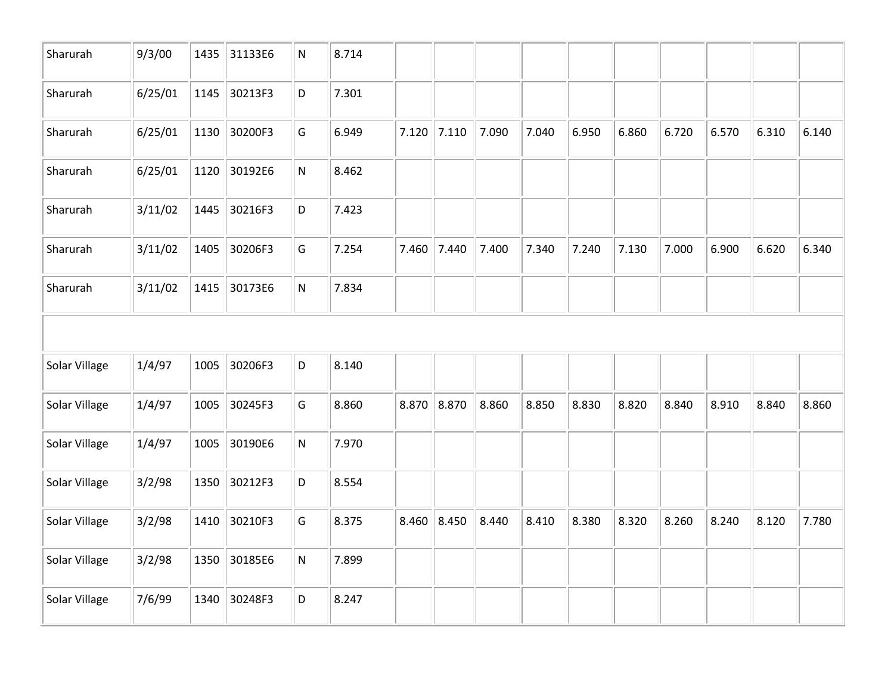| | | | | | | | | | | | | | | | |
|---|---|---|---|---|---|---|---|---|---|---|---|---|---|---|---|
| Sharurah | 9/3/00 | 1435 | 31133E6 | N | 8.714 | | | | | | | | | | |
| Sharurah | 6/25/01 | 1145 | 30213F3 | D | 7.301 | | | | | | | | | | |
| Sharurah | 6/25/01 | 1130 | 30200F3 | G | 6.949 | 7.120 | 7.110 | 7.090 | 7.040 | 6.950 | 6.860 | 6.720 | 6.570 | 6.310 | 6.140 |
| Sharurah | 6/25/01 | 1120 | 30192E6 | N | 8.462 | | | | | | | | | | |
| Sharurah | 3/11/02 | 1445 | 30216F3 | D | 7.423 | | | | | | | | | | |
| Sharurah | 3/11/02 | 1405 | 30206F3 | G | 7.254 | 7.460 | 7.440 | 7.400 | 7.340 | 7.240 | 7.130 | 7.000 | 6.900 | 6.620 | 6.340 |
| Sharurah | 3/11/02 | 1415 | 30173E6 | N | 7.834 | | | | | | | | | | |
| | | | | | | | | | | | | | | | |
| Solar Village | 1/4/97 | 1005 | 30206F3 | D | 8.140 | | | | | | | | | | |
| Solar Village | 1/4/97 | 1005 | 30245F3 | G | 8.860 | 8.870 | 8.870 | 8.860 | 8.850 | 8.830 | 8.820 | 8.840 | 8.910 | 8.840 | 8.860 |
| Solar Village | 1/4/97 | 1005 | 30190E6 | N | 7.970 | | | | | | | | | | |
| Solar Village | 3/2/98 | 1350 | 30212F3 | D | 8.554 | | | | | | | | | | |
| Solar Village | 3/2/98 | 1410 | 30210F3 | G | 8.375 | 8.460 | 8.450 | 8.440 | 8.410 | 8.380 | 8.320 | 8.260 | 8.240 | 8.120 | 7.780 |
| Solar Village | 3/2/98 | 1350 | 30185E6 | N | 7.899 | | | | | | | | | | |
| Solar Village | 7/6/99 | 1340 | 30248F3 | D | 8.247 | | | | | | | | | | |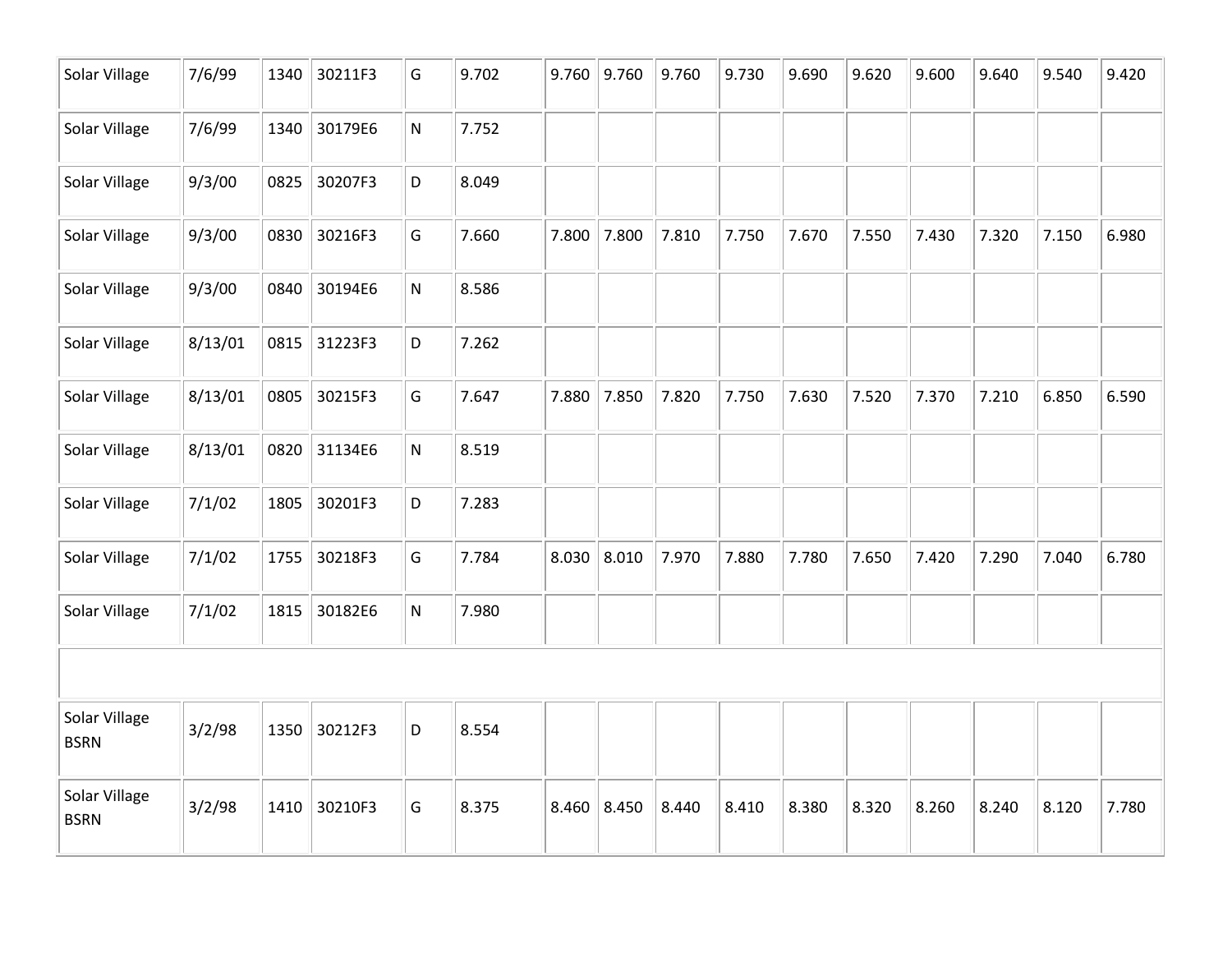| | | | | | | | | | | | | | | | |
|---|---|---|---|---|---|---|---|---|---|---|---|---|---|---|---|
| Solar Village | 7/6/99 | 1340 | 30211F3 | G | 9.702 | 9.760 | 9.760 | 9.760 | 9.730 | 9.690 | 9.620 | 9.600 | 9.640 | 9.540 | 9.420 |
| Solar Village | 7/6/99 | 1340 | 30179E6 | N | 7.752 | | | | | | | | | | |
| Solar Village | 9/3/00 | 0825 | 30207F3 | D | 8.049 | | | | | | | | | | |
| Solar Village | 9/3/00 | 0830 | 30216F3 | G | 7.660 | 7.800 | 7.800 | 7.810 | 7.750 | 7.670 | 7.550 | 7.430 | 7.320 | 7.150 | 6.980 |
| Solar Village | 9/3/00 | 0840 | 30194E6 | N | 8.586 | | | | | | | | | | |
| Solar Village | 8/13/01 | 0815 | 31223F3 | D | 7.262 | | | | | | | | | | |
| Solar Village | 8/13/01 | 0805 | 30215F3 | G | 7.647 | 7.880 | 7.850 | 7.820 | 7.750 | 7.630 | 7.520 | 7.370 | 7.210 | 6.850 | 6.590 |
| Solar Village | 8/13/01 | 0820 | 31134E6 | N | 8.519 | | | | | | | | | | |
| Solar Village | 7/1/02 | 1805 | 30201F3 | D | 7.283 | | | | | | | | | | |
| Solar Village | 7/1/02 | 1755 | 30218F3 | G | 7.784 | 8.030 | 8.010 | 7.970 | 7.880 | 7.780 | 7.650 | 7.420 | 7.290 | 7.040 | 6.780 |
| Solar Village | 7/1/02 | 1815 | 30182E6 | N | 7.980 | | | | | | | | | | |
| | | | | | | | | | | | | | | | |
| Solar Village BSRN | 3/2/98 | 1350 | 30212F3 | D | 8.554 | | | | | | | | | | |
| Solar Village BSRN | 3/2/98 | 1410 | 30210F3 | G | 8.375 | 8.460 | 8.450 | 8.440 | 8.410 | 8.380 | 8.320 | 8.260 | 8.240 | 8.120 | 7.780 |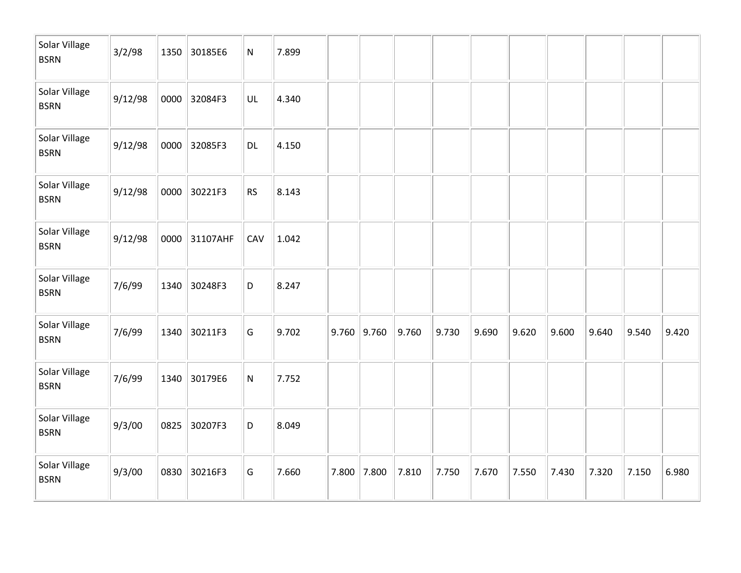| | | | | | | | | | | | | | | | |
|---|---|---|---|---|---|---|---|---|---|---|---|---|---|---|---|
| Solar Village BSRN | 3/2/98 | 1350 | 30185E6 | N | 7.899 | | | | | | | | | | |
| Solar Village BSRN | 9/12/98 | 0000 | 32084F3 | UL | 4.340 | | | | | | | | | | |
| Solar Village BSRN | 9/12/98 | 0000 | 32085F3 | DL | 4.150 | | | | | | | | | | |
| Solar Village BSRN | 9/12/98 | 0000 | 30221F3 | RS | 8.143 | | | | | | | | | | |
| Solar Village BSRN | 9/12/98 | 0000 | 31107AHF | CAV | 1.042 | | | | | | | | | | |
| Solar Village BSRN | 7/6/99 | 1340 | 30248F3 | D | 8.247 | | | | | | | | | | |
| Solar Village BSRN | 7/6/99 | 1340 | 30211F3 | G | 9.702 | 9.760 | 9.760 | 9.760 | 9.730 | 9.690 | 9.620 | 9.600 | 9.640 | 9.540 | 9.420 |
| Solar Village BSRN | 7/6/99 | 1340 | 30179E6 | N | 7.752 | | | | | | | | | | |
| Solar Village BSRN | 9/3/00 | 0825 | 30207F3 | D | 8.049 | | | | | | | | | | |
| Solar Village BSRN | 9/3/00 | 0830 | 30216F3 | G | 7.660 | 7.800 | 7.800 | 7.810 | 7.750 | 7.670 | 7.550 | 7.430 | 7.320 | 7.150 | 6.980 |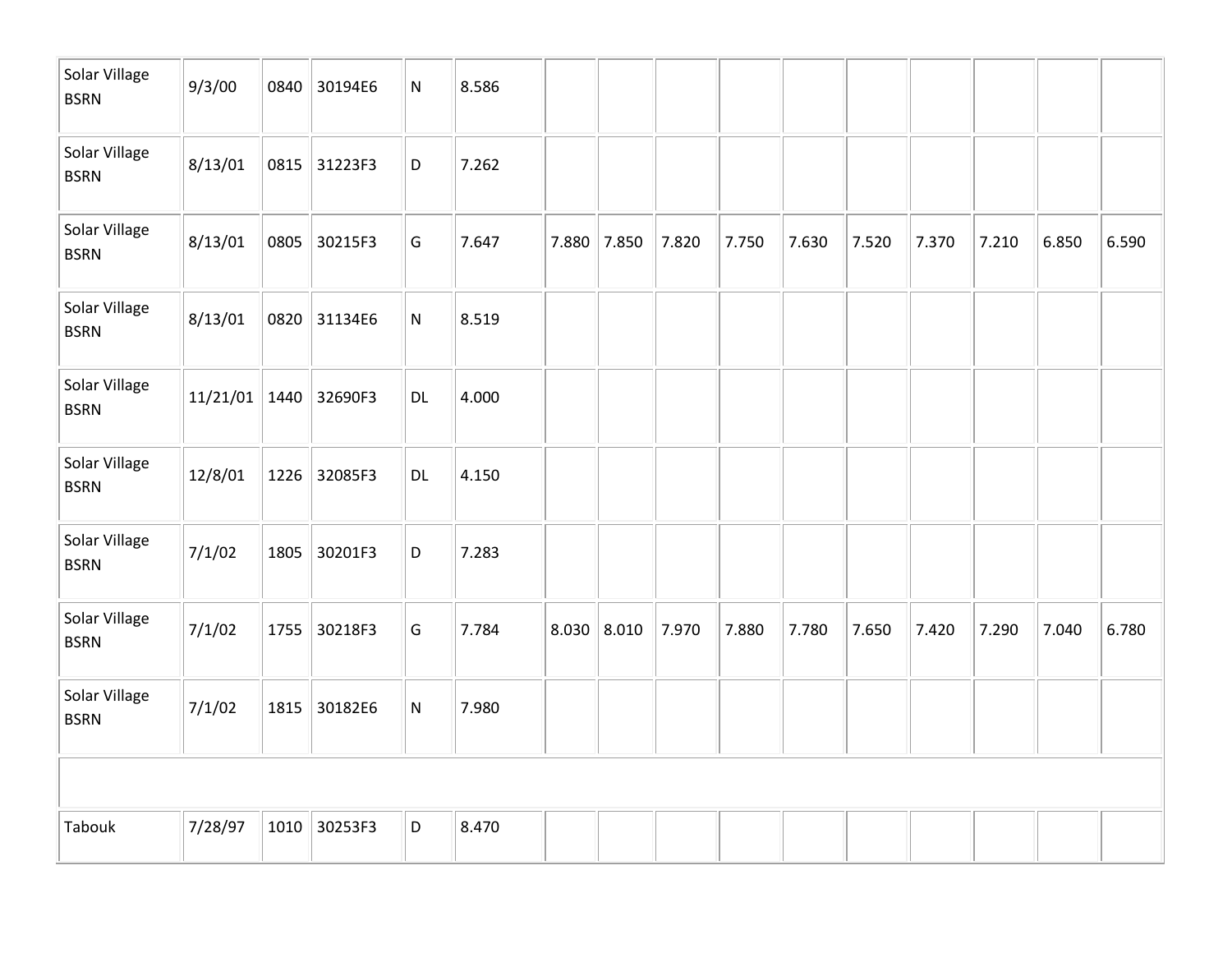| | | | | | | | | | | | | | | | |
|---|---|---|---|---|---|---|---|---|---|---|---|---|---|---|---|
| Solar Village BSRN | 9/3/00 | 0840 | 30194E6 | N | 8.586 | | | | | | | | | | |
| Solar Village BSRN | 8/13/01 | 0815 | 31223F3 | D | 7.262 | | | | | | | | | | |
| Solar Village BSRN | 8/13/01 | 0805 | 30215F3 | G | 7.647 | 7.880 | 7.850 | 7.820 | 7.750 | 7.630 | 7.520 | 7.370 | 7.210 | 6.850 | 6.590 |
| Solar Village BSRN | 8/13/01 | 0820 | 31134E6 | N | 8.519 | | | | | | | | | | |
| Solar Village BSRN | 11/21/01 | 1440 | 32690F3 | DL | 4.000 | | | | | | | | | | |
| Solar Village BSRN | 12/8/01 | 1226 | 32085F3 | DL | 4.150 | | | | | | | | | | |
| Solar Village BSRN | 7/1/02 | 1805 | 30201F3 | D | 7.283 | | | | | | | | | | |
| Solar Village BSRN | 7/1/02 | 1755 | 30218F3 | G | 7.784 | 8.030 | 8.010 | 7.970 | 7.880 | 7.780 | 7.650 | 7.420 | 7.290 | 7.040 | 6.780 |
| Solar Village BSRN | 7/1/02 | 1815 | 30182E6 | N | 7.980 | | | | | | | | | | |
| | | | | | | | | | | | | | | | |
| Tabouk | 7/28/97 | 1010 | 30253F3 | D | 8.470 | | | | | | | | | | |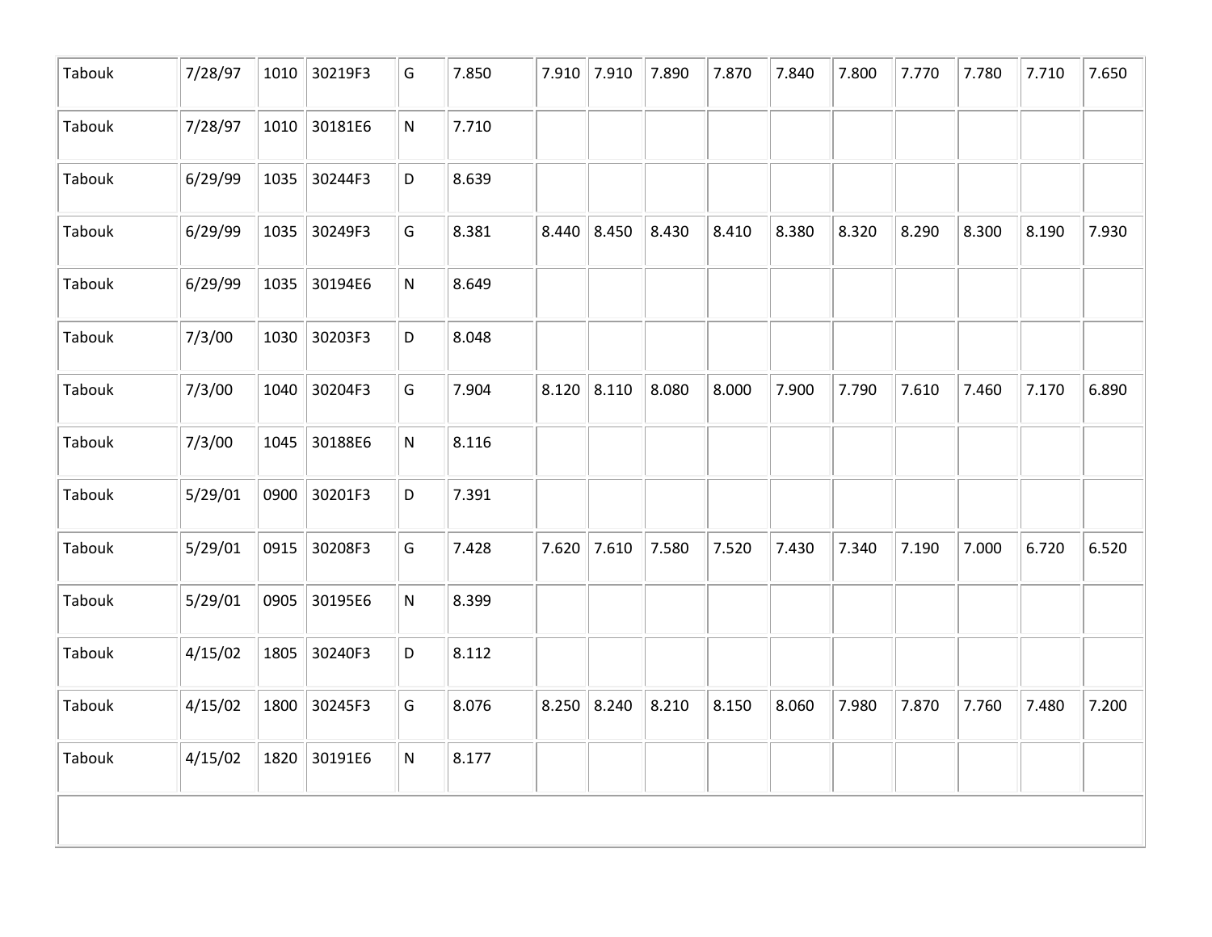| | | | | | | | | | | | | | | | |
|---|---|---|---|---|---|---|---|---|---|---|---|---|---|---|---|
| Tabouk | 7/28/97 | 1010 | 30219F3 | G | 7.850 | 7.910 | 7.910 | 7.890 | 7.870 | 7.840 | 7.800 | 7.770 | 7.780 | 7.710 | 7.650 |
| Tabouk | 7/28/97 | 1010 | 30181E6 | N | 7.710 | | | | | | | | | | |
| Tabouk | 6/29/99 | 1035 | 30244F3 | D | 8.639 | | | | | | | | | | |
| Tabouk | 6/29/99 | 1035 | 30249F3 | G | 8.381 | 8.440 | 8.450 | 8.430 | 8.410 | 8.380 | 8.320 | 8.290 | 8.300 | 8.190 | 7.930 |
| Tabouk | 6/29/99 | 1035 | 30194E6 | N | 8.649 | | | | | | | | | | |
| Tabouk | 7/3/00 | 1030 | 30203F3 | D | 8.048 | | | | | | | | | | |
| Tabouk | 7/3/00 | 1040 | 30204F3 | G | 7.904 | 8.120 | 8.110 | 8.080 | 8.000 | 7.900 | 7.790 | 7.610 | 7.460 | 7.170 | 6.890 |
| Tabouk | 7/3/00 | 1045 | 30188E6 | N | 8.116 | | | | | | | | | | |
| Tabouk | 5/29/01 | 0900 | 30201F3 | D | 7.391 | | | | | | | | | | |
| Tabouk | 5/29/01 | 0915 | 30208F3 | G | 7.428 | 7.620 | 7.610 | 7.580 | 7.520 | 7.430 | 7.340 | 7.190 | 7.000 | 6.720 | 6.520 |
| Tabouk | 5/29/01 | 0905 | 30195E6 | N | 8.399 | | | | | | | | | | |
| Tabouk | 4/15/02 | 1805 | 30240F3 | D | 8.112 | | | | | | | | | | |
| Tabouk | 4/15/02 | 1800 | 30245F3 | G | 8.076 | 8.250 | 8.240 | 8.210 | 8.150 | 8.060 | 7.980 | 7.870 | 7.760 | 7.480 | 7.200 |
| Tabouk | 4/15/02 | 1820 | 30191E6 | N | 8.177 | | | | | | | | | | |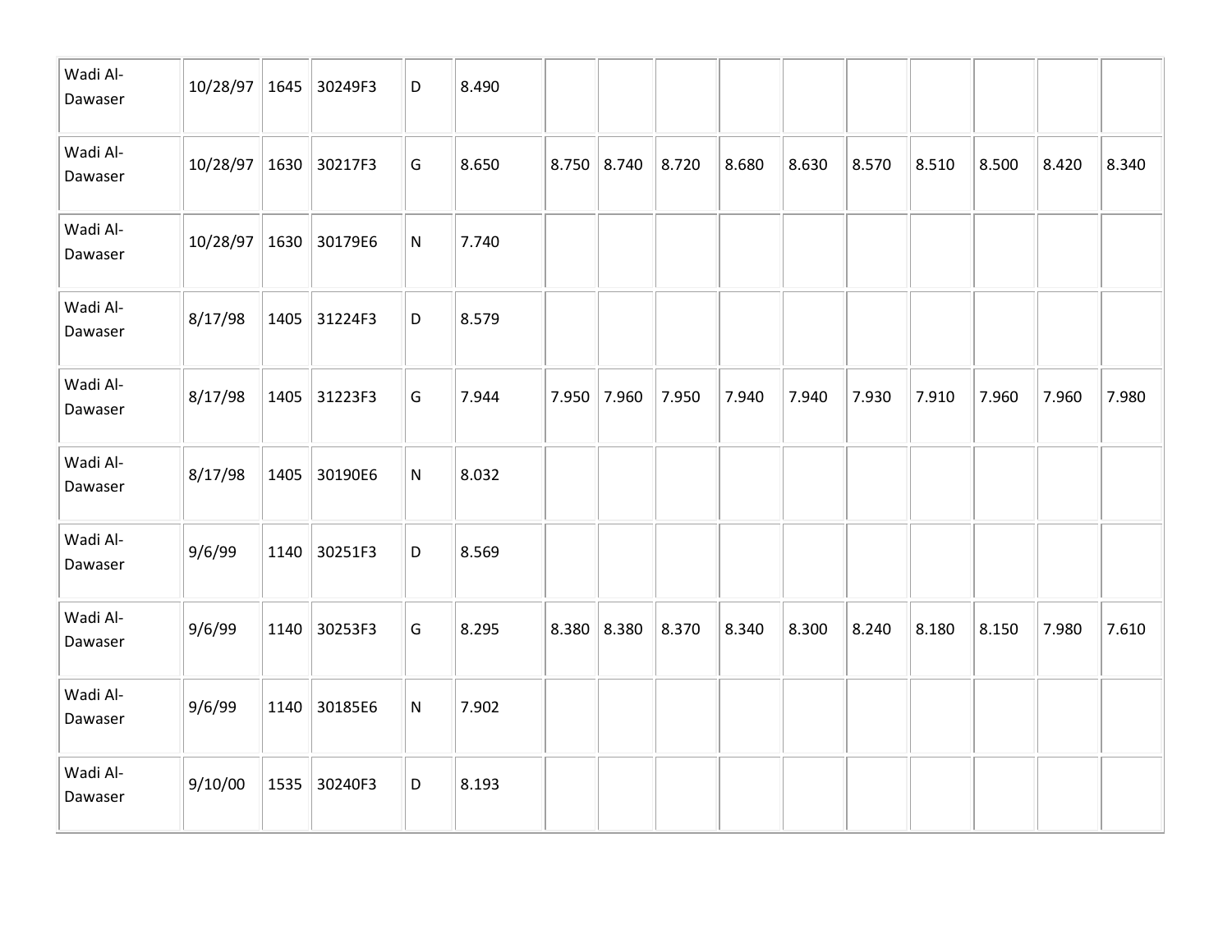| | | | | | | | | | | | | | | | |
|---|---|---|---|---|---|---|---|---|---|---|---|---|---|---|---|
| Wadi Al-Dawaser | 10/28/97 | 1645 | 30249F3 | D | 8.490 | | | | | | | | | | |
| Wadi Al-Dawaser | 10/28/97 | 1630 | 30217F3 | G | 8.650 | 8.750 | 8.740 | 8.720 | 8.680 | 8.630 | 8.570 | 8.510 | 8.500 | 8.420 | 8.340 |
| Wadi Al-Dawaser | 10/28/97 | 1630 | 30179E6 | N | 7.740 | | | | | | | | | | |
| Wadi Al-Dawaser | 8/17/98 | 1405 | 31224F3 | D | 8.579 | | | | | | | | | | |
| Wadi Al-Dawaser | 8/17/98 | 1405 | 31223F3 | G | 7.944 | 7.950 | 7.960 | 7.950 | 7.940 | 7.940 | 7.930 | 7.910 | 7.960 | 7.960 | 7.980 |
| Wadi Al-Dawaser | 8/17/98 | 1405 | 30190E6 | N | 8.032 | | | | | | | | | | |
| Wadi Al-Dawaser | 9/6/99 | 1140 | 30251F3 | D | 8.569 | | | | | | | | | | |
| Wadi Al-Dawaser | 9/6/99 | 1140 | 30253F3 | G | 8.295 | 8.380 | 8.380 | 8.370 | 8.340 | 8.300 | 8.240 | 8.180 | 8.150 | 7.980 | 7.610 |
| Wadi Al-Dawaser | 9/6/99 | 1140 | 30185E6 | N | 7.902 | | | | | | | | | | |
| Wadi Al-Dawaser | 9/10/00 | 1535 | 30240F3 | D | 8.193 | | | | | | | | | | |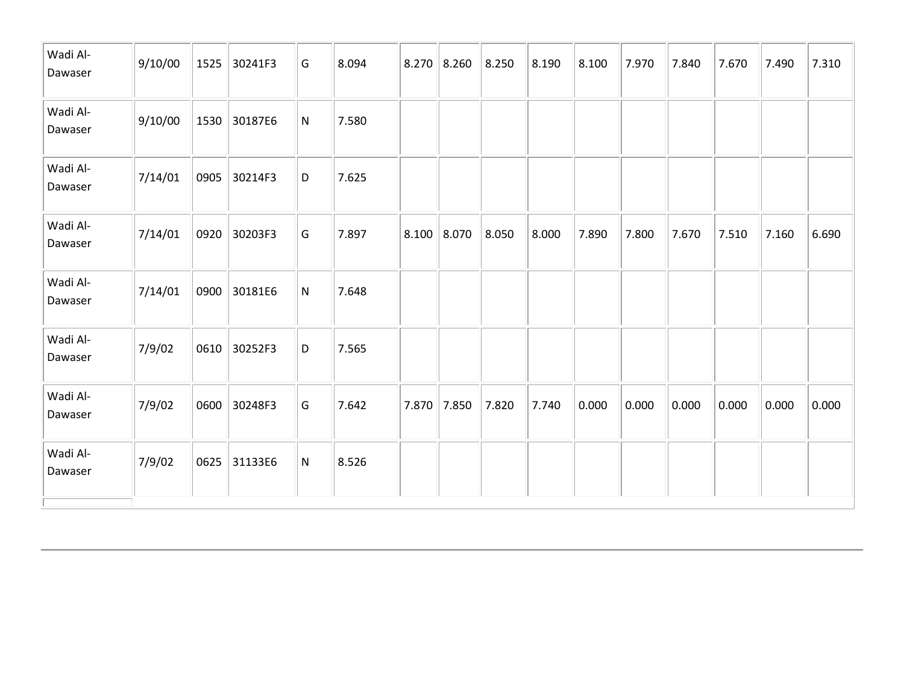| | | | | | | | | | | | | | | | |
|---|---|---|---|---|---|---|---|---|---|---|---|---|---|---|---|
| Wadi Al-Dawaser | 9/10/00 | 1525 | 30241F3 | G | 8.094 | 8.270 | 8.260 | 8.250 | 8.190 | 8.100 | 7.970 | 7.840 | 7.670 | 7.490 | 7.310 |
| Wadi Al-Dawaser | 9/10/00 | 1530 | 30187E6 | N | 7.580 | | | | | | | | | | |
| Wadi Al-Dawaser | 7/14/01 | 0905 | 30214F3 | D | 7.625 | | | | | | | | | | |
| Wadi Al-Dawaser | 7/14/01 | 0920 | 30203F3 | G | 7.897 | 8.100 | 8.070 | 8.050 | 8.000 | 7.890 | 7.800 | 7.670 | 7.510 | 7.160 | 6.690 |
| Wadi Al-Dawaser | 7/14/01 | 0900 | 30181E6 | N | 7.648 | | | | | | | | | | |
| Wadi Al-Dawaser | 7/9/02 | 0610 | 30252F3 | D | 7.565 | | | | | | | | | | |
| Wadi Al-Dawaser | 7/9/02 | 0600 | 30248F3 | G | 7.642 | 7.870 | 7.850 | 7.820 | 7.740 | 0.000 | 0.000 | 0.000 | 0.000 | 0.000 | 0.000 |
| Wadi Al-Dawaser | 7/9/02 | 0625 | 31133E6 | N | 8.526 | | | | | | | | | | |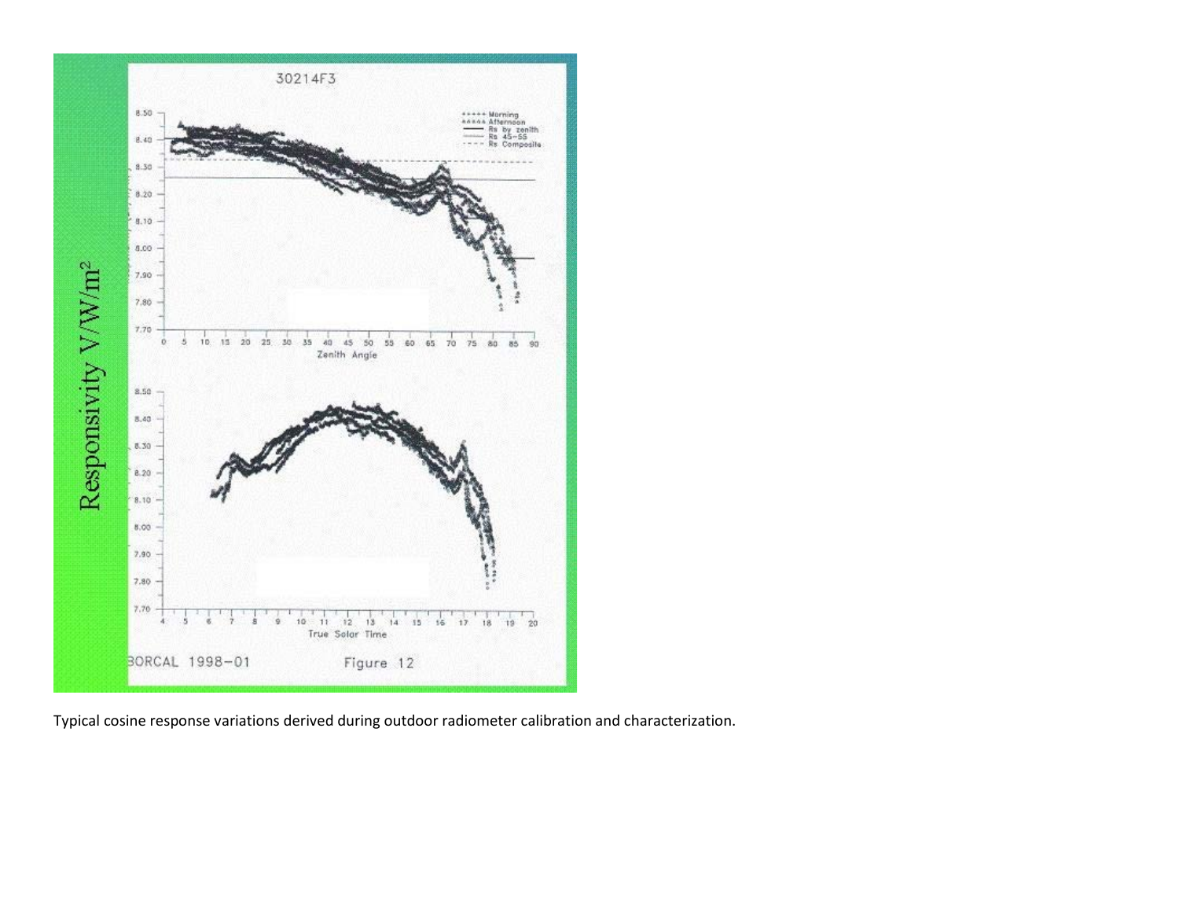30214F3

Responsivity V/W/m$^2$

8.50
8.40
8.30
8.20
8.10
8.00
7.90
7.80
7.70

0 5 10 15 20 25 30 35 40 45 50 55 60 65 70 75 80 85 90

Zenith Angle

+++++ Morning
\*\*\*\*\* Afternoon
Rs by zenith
Rs 45-55
Rs Composite

8.50
8.40
8.30
8.20
8.10
8.00
7.90
7.80
7.70

4 5 6 7 8 9 10 11 12 13 14 15 16 17 18 19 20

True Solar Time

BORCAL 1998-01

Figure 12

Typical cosine response variations derived during outdoor radiometer calibration and characterization.